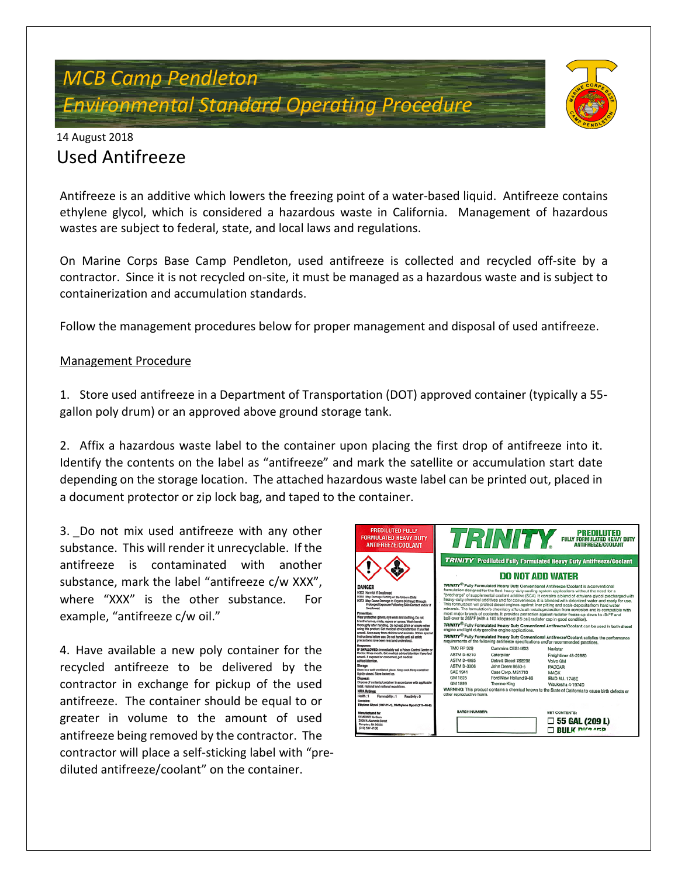# MCB Camp Pendleton
# Environmental Standard Operating Procedure

14 August 2018

## Used Antifreeze

Antifreeze is an additive which lowers the freezing point of a water-based liquid. Antifreeze contains ethylene glycol, which is considered a hazardous waste in California. Management of hazardous wastes are subject to federal, state, and local laws and regulations.

On Marine Corps Base Camp Pendleton, used antifreeze is collected and recycled off-site by a contractor. Since it is not recycled on-site, it must be managed as a hazardous waste and is subject to containerization and accumulation standards.

Follow the management procedures below for proper management and disposal of used antifreeze.

Management Procedure

1. Store used antifreeze in a Department of Transportation (DOT) approved container (typically a 55-gallon poly drum) or an approved above ground storage tank.

2. Affix a hazardous waste label to the container upon placing the first drop of antifreeze into it. Identify the contents on the label as "antifreeze" and mark the satellite or accumulation start date depending on the storage location. The attached hazardous waste label can be printed out, placed in a document protector or zip lock bag, and taped to the container.

3. _Do not mix used antifreeze with any other substance. This will render it unrecyclable. If the antifreeze is contaminated with another substance, mark the label "antifreeze c/w XXX", where "XXX" is the other substance. For example, "antifreeze c/w oil."

4. Have available a new poly container for the recycled antifreeze to be delivered by the contractor in exchange for pickup of the used antifreeze. The container should be equal to or greater in volume to the amount of used antifreeze being removed by the contractor. The contractor will place a self-sticking label with "pre-diluted antifreeze/coolant" on the container.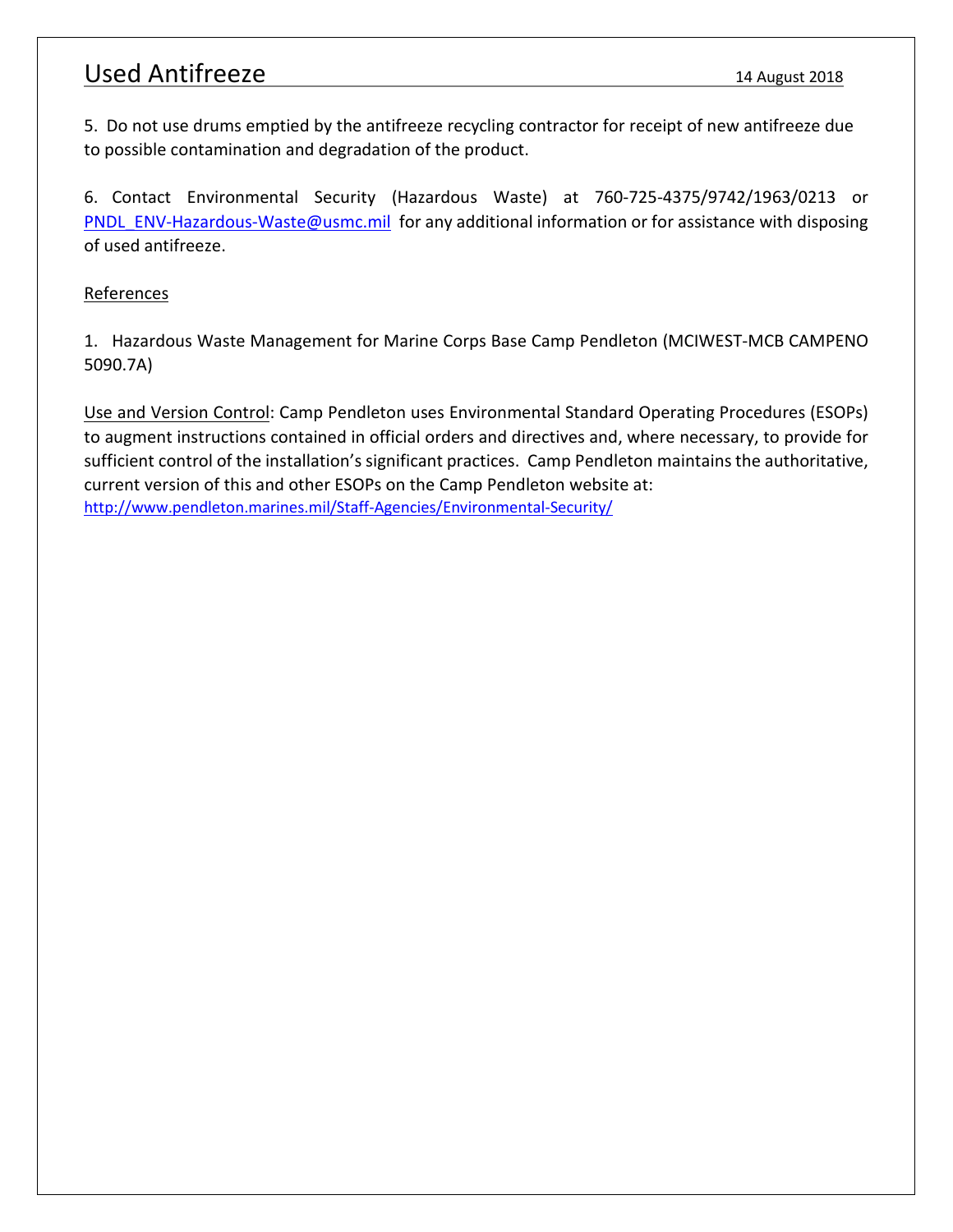5. Do not use drums emptied by the antifreeze recycling contractor for receipt of new antifreeze due to possible contamination and degradation of the product.

6. Contact Environmental Security (Hazardous Waste) at 760-725-4375/9742/1963/0213 or PNDL_ENV-Hazardous-Waste@usmc.mil for any additional information or for assistance with disposing of used antifreeze.

References

1. Hazardous Waste Management for Marine Corps Base Camp Pendleton (MCIWEST-MCB CAMPENO 5090.7A)

Use and Version Control: Camp Pendleton uses Environmental Standard Operating Procedures (ESOPs) to augment instructions contained in official orders and directives and, where necessary, to provide for sufficient control of the installation's significant practices. Camp Pendleton maintains the authoritative, current version of this and other ESOPs on the Camp Pendleton website at: http://www.pendleton.marines.mil/Staff-Agencies/Environmental-Security/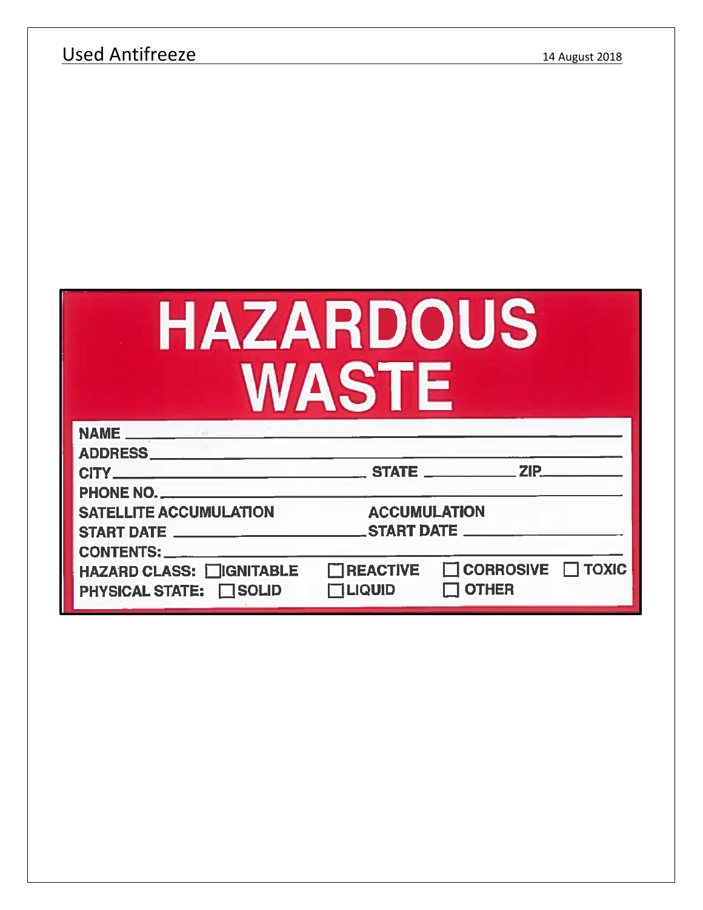Used Antifreeze 14 August 2018

# HAZARDOUS WASTE

NAME ______________________________

ADDRESS ______________________________

CITY ______________________ STATE __________ ZIP __________

PHONE NO. ______________________________

SATELLITE ACCUMULATION START DATE ______________ ACCUMULATION START DATE ______________

CONTENTS: ______________________________

HAZARD CLASS: ☐ IGNITABLE ☐ REACTIVE ☐ CORROSIVE ☐ TOXIC

PHYSICAL STATE: ☐ SOLID ☐ LIQUID ☐ OTHER